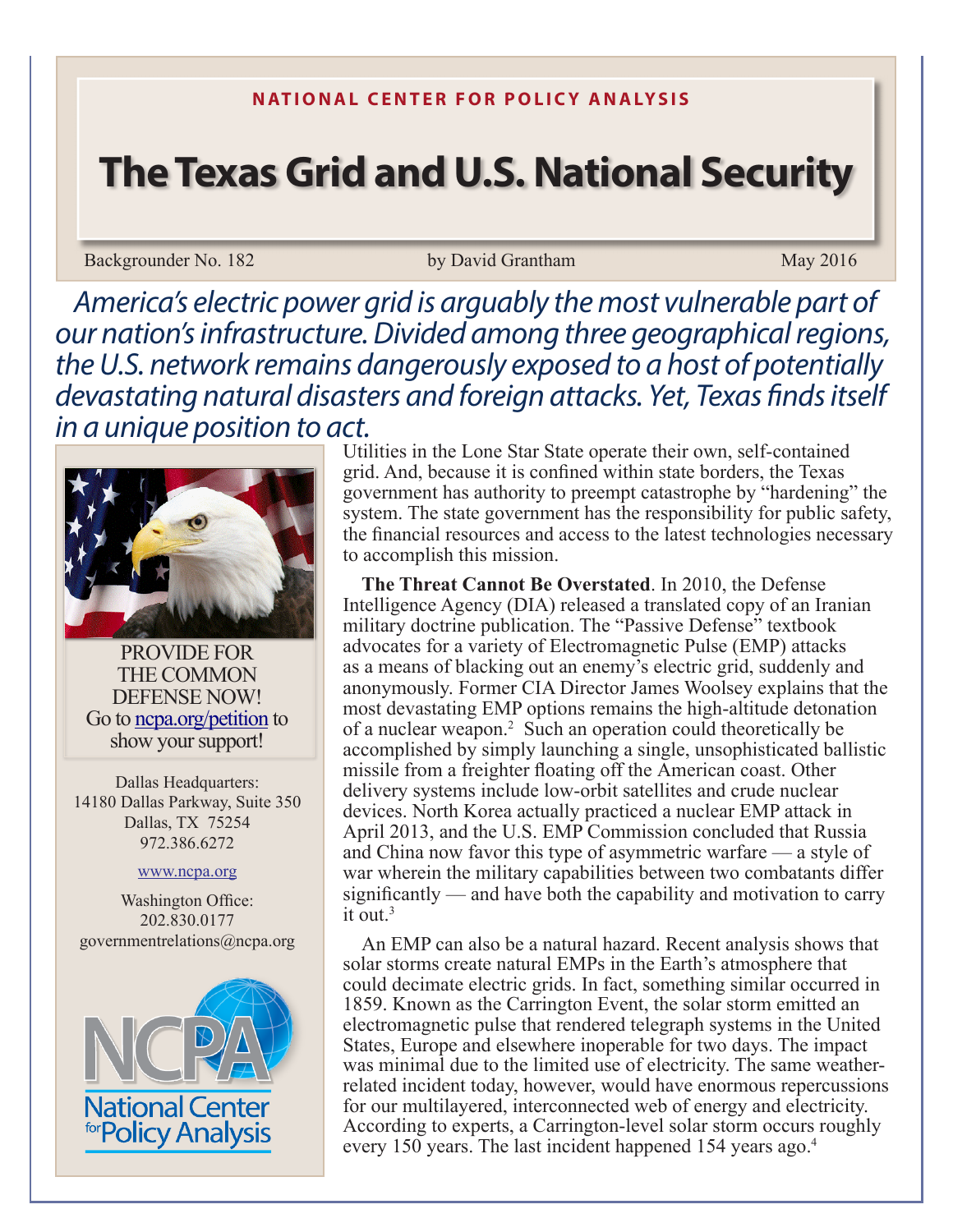NATIONAL CENTER FOR POLICY ANALYSIS

# The Texas Grid and U.S. National Security

Backgrounder No. 182 | by David Grantham | May 2016

*America's electric power grid is arguably the most vulnerable part of our nation's infrastructure. Divided among three geographical regions, the U.S. network remains dangerously exposed to a host of potentially devastating natural disasters and foreign attacks. Yet, Texas finds itself in a unique position to act.*

Utilities in the Lone Star State operate their own, self-contained grid. And, because it is confined within state borders, the Texas government has authority to preempt catastrophe by "hardening" the system. The state government has the responsibility for public safety, the financial resources and access to the latest technologies necessary to accomplish this mission.

**The Threat Cannot Be Overstated**. In 2010, the Defense Intelligence Agency (DIA) released a translated copy of an Iranian military doctrine publication. The "Passive Defense" textbook advocates for a variety of Electromagnetic Pulse (EMP) attacks as a means of blacking out an enemy's electric grid, suddenly and anonymously. Former CIA Director James Woolsey explains that the most devastating EMP options remains the high-altitude detonation of a nuclear weapon.[2] Such an operation could theoretically be accomplished by simply launching a single, unsophisticated ballistic missile from a freighter floating off the American coast. Other delivery systems include low-orbit satellites and crude nuclear devices. North Korea actually practiced a nuclear EMP attack in April 2013, and the U.S. EMP Commission concluded that Russia and China now favor this type of asymmetric warfare — a style of war wherein the military capabilities between two combatants differ significantly — and have both the capability and motivation to carry it out.[3]

An EMP can also be a natural hazard. Recent analysis shows that solar storms create natural EMPs in the Earth's atmosphere that could decimate electric grids. In fact, something similar occurred in 1859. Known as the Carrington Event, the solar storm emitted an electromagnetic pulse that rendered telegraph systems in the United States, Europe and elsewhere inoperable for two days. The impact was minimal due to the limited use of electricity. The same weather-related incident today, however, would have enormous repercussions for our multilayered, interconnected web of energy and electricity. According to experts, a Carrington-level solar storm occurs roughly every 150 years. The last incident happened 154 years ago.[4]

PROVIDE FOR THE COMMON DEFENSE NOW! Go to ncpa.org/petition to show your support!

Dallas Headquarters:
14180 Dallas Parkway, Suite 350
Dallas, TX 75254
972.386.6272

www.ncpa.org

Washington Office:
202.830.0177
governmentrelations@ncpa.org

NCPA National Center for Policy Analysis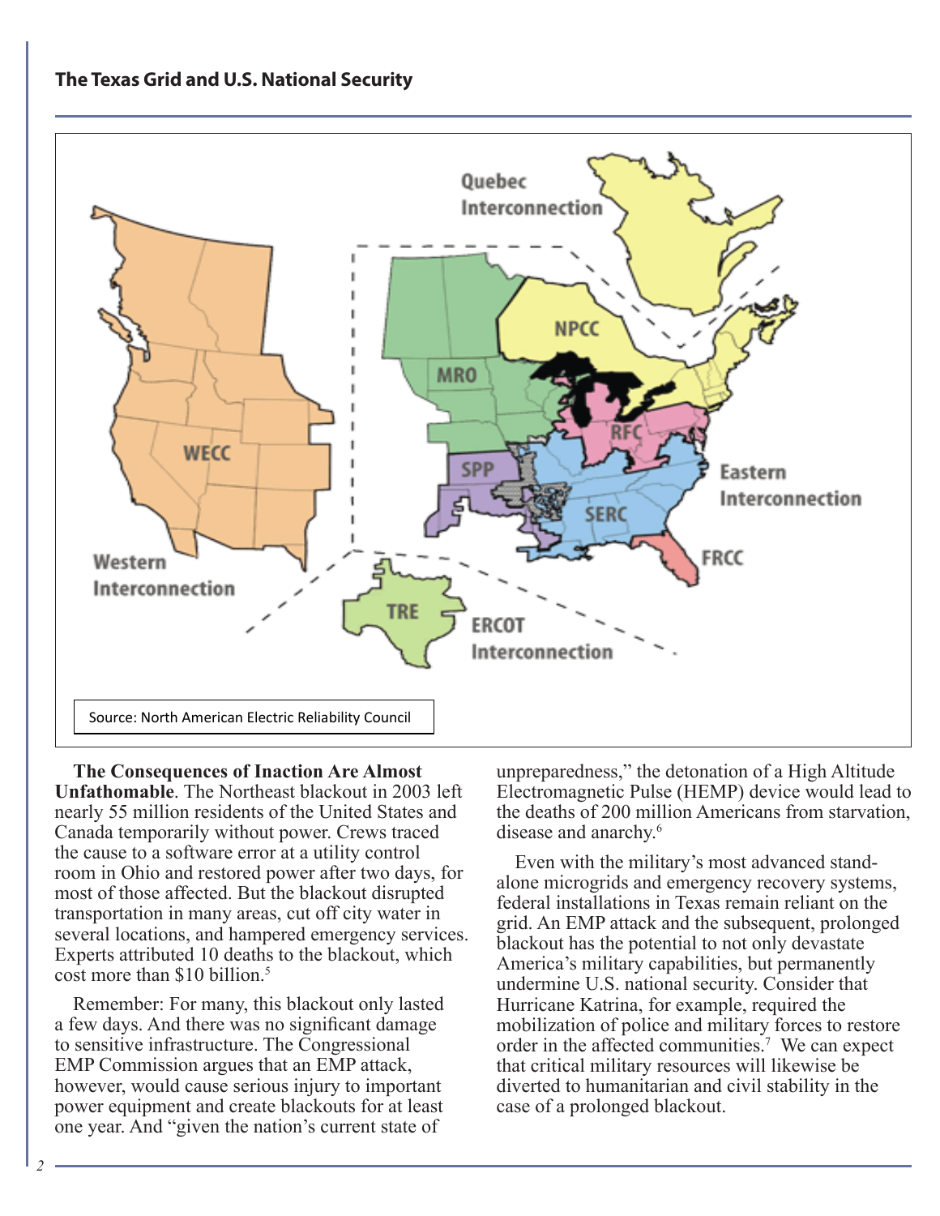Source: North American Electric Reliability Council

**The Consequences of Inaction Are Almost Unfathomable**. The Northeast blackout in 2003 left nearly 55 million residents of the United States and Canada temporarily without power. Crews traced the cause to a software error at a utility control room in Ohio and restored power after two days, for most of those affected. But the blackout disrupted transportation in many areas, cut off city water in several locations, and hampered emergency services. Experts attributed 10 deaths to the blackout, which cost more than $10 billion.[5]

Remember: For many, this blackout only lasted a few days. And there was no significant damage to sensitive infrastructure. The Congressional EMP Commission argues that an EMP attack, however, would cause serious injury to important power equipment and create blackouts for at least one year. And "given the nation's current state of unpreparedness," the detonation of a High Altitude Electromagnetic Pulse (HEMP) device would lead to the deaths of 200 million Americans from starvation, disease and anarchy.[6]

Even with the military's most advanced stand-alone microgrids and emergency recovery systems, federal installations in Texas remain reliant on the grid. An EMP attack and the subsequent, prolonged blackout has the potential to not only devastate America's military capabilities, but permanently undermine U.S. national security. Consider that Hurricane Katrina, for example, required the mobilization of police and military forces to restore order in the affected communities.[7] We can expect that critical military resources will likewise be diverted to humanitarian and civil stability in the case of a prolonged blackout.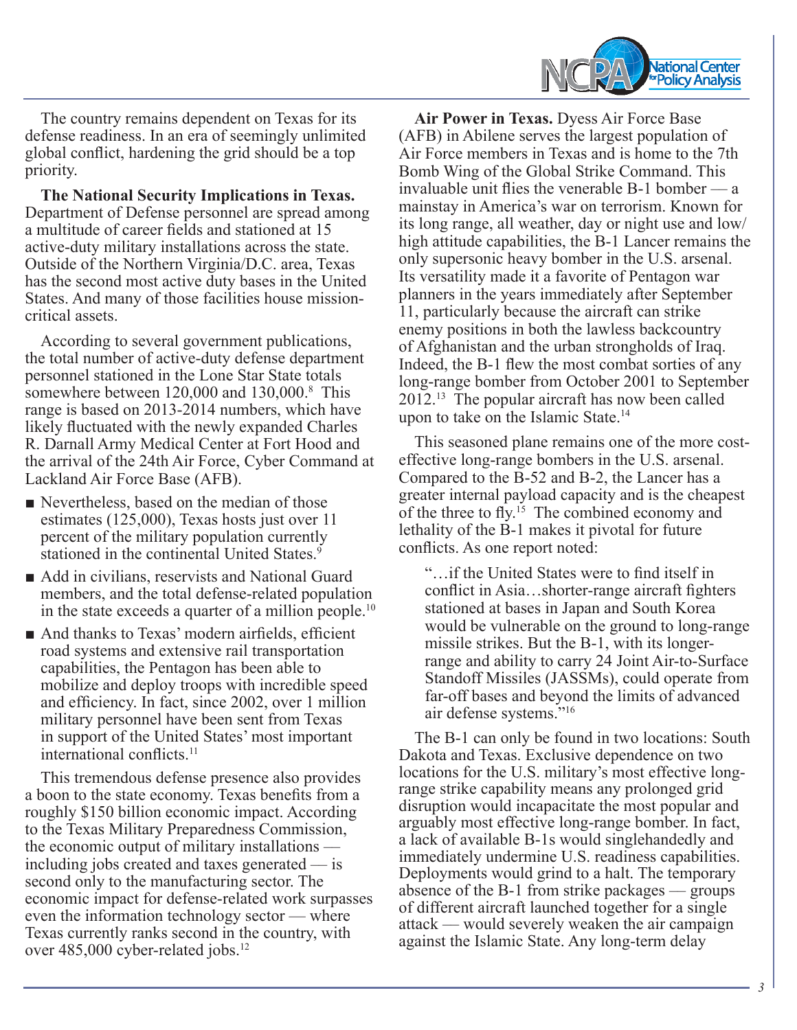The country remains dependent on Texas for its defense readiness. In an era of seemingly unlimited global conflict, hardening the grid should be a top priority.

**The National Security Implications in Texas.** Department of Defense personnel are spread among a multitude of career fields and stationed at 15 active-duty military installations across the state. Outside of the Northern Virginia/D.C. area, Texas has the second most active duty bases in the United States. And many of those facilities house mission-critical assets.

According to several government publications, the total number of active-duty defense department personnel stationed in the Lone Star State totals somewhere between 120,000 and 130,000.[8] This range is based on 2013-2014 numbers, which have likely fluctuated with the newly expanded Charles R. Darnall Army Medical Center at Fort Hood and the arrival of the 24th Air Force, Cyber Command at Lackland Air Force Base (AFB).

- Nevertheless, based on the median of those estimates (125,000), Texas hosts just over 11 percent of the military population currently stationed in the continental United States.[9]
- Add in civilians, reservists and National Guard members, and the total defense-related population in the state exceeds a quarter of a million people.[10]
- And thanks to Texas' modern airfields, efficient road systems and extensive rail transportation capabilities, the Pentagon has been able to mobilize and deploy troops with incredible speed and efficiency. In fact, since 2002, over 1 million military personnel have been sent from Texas in support of the United States' most important international conflicts.[11]

This tremendous defense presence also provides a boon to the state economy. Texas benefits from a roughly $150 billion economic impact. According to the Texas Military Preparedness Commission, the economic output of military installations — including jobs created and taxes generated — is second only to the manufacturing sector. The economic impact for defense-related work surpasses even the information technology sector — where Texas currently ranks second in the country, with over 485,000 cyber-related jobs.[12]

**Air Power in Texas.** Dyess Air Force Base (AFB) in Abilene serves the largest population of Air Force members in Texas and is home to the 7th Bomb Wing of the Global Strike Command. This invaluable unit flies the venerable B-1 bomber — a mainstay in America's war on terrorism. Known for its long range, all weather, day or night use and low/high attitude capabilities, the B-1 Lancer remains the only supersonic heavy bomber in the U.S. arsenal. Its versatility made it a favorite of Pentagon war planners in the years immediately after September 11, particularly because the aircraft can strike enemy positions in both the lawless backcountry of Afghanistan and the urban strongholds of Iraq. Indeed, the B-1 flew the most combat sorties of any long-range bomber from October 2001 to September 2012.[13] The popular aircraft has now been called upon to take on the Islamic State.[14]

This seasoned plane remains one of the more cost-effective long-range bombers in the U.S. arsenal. Compared to the B-52 and B-2, the Lancer has a greater internal payload capacity and is the cheapest of the three to fly.[15] The combined economy and lethality of the B-1 makes it pivotal for future conflicts. As one report noted:

> "…if the United States were to find itself in conflict in Asia…shorter-range aircraft fighters stationed at bases in Japan and South Korea would be vulnerable on the ground to long-range missile strikes. But the B-1, with its longer-range and ability to carry 24 Joint Air-to-Surface Standoff Missiles (JASSMs), could operate from far-off bases and beyond the limits of advanced air defense systems."[16]

The B-1 can only be found in two locations: South Dakota and Texas. Exclusive dependence on two locations for the U.S. military's most effective long-range strike capability means any prolonged grid disruption would incapacitate the most popular and arguably most effective long-range bomber. In fact, a lack of available B-1s would singlehandedly and immediately undermine U.S. readiness capabilities. Deployments would grind to a halt. The temporary absence of the B-1 from strike packages — groups of different aircraft launched together for a single attack — would severely weaken the air campaign against the Islamic State. Any long-term delay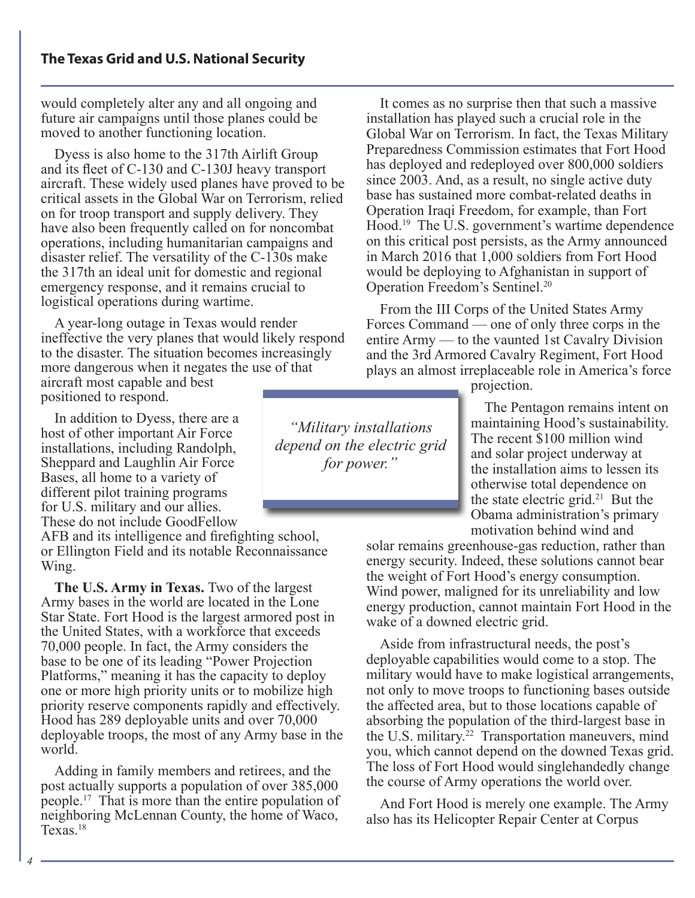would completely alter any and all ongoing and future air campaigns until those planes could be moved to another functioning location.

Dyess is also home to the 317th Airlift Group and its fleet of C-130 and C-130J heavy transport aircraft. These widely used planes have proved to be critical assets in the Global War on Terrorism, relied on for troop transport and supply delivery. They have also been frequently called on for noncombat operations, including humanitarian campaigns and disaster relief. The versatility of the C-130s make the 317th an ideal unit for domestic and regional emergency response, and it remains crucial to logistical operations during wartime.

A year-long outage in Texas would render ineffective the very planes that would likely respond to the disaster. The situation becomes increasingly more dangerous when it negates the use of that aircraft most capable and best positioned to respond.

In addition to Dyess, there are a host of other important Air Force installations, including Randolph, Sheppard and Laughlin Air Force Bases, all home to a variety of different pilot training programs for U.S. military and our allies. These do not include GoodFellow AFB and its intelligence and firefighting school, or Ellington Field and its notable Reconnaissance Wing.

> *"Military installations depend on the electric grid for power."*

**The U.S. Army in Texas.** Two of the largest Army bases in the world are located in the Lone Star State. Fort Hood is the largest armored post in the United States, with a workforce that exceeds 70,000 people. In fact, the Army considers the base to be one of its leading "Power Projection Platforms," meaning it has the capacity to deploy one or more high priority units or to mobilize high priority reserve components rapidly and effectively. Hood has 289 deployable units and over 70,000 deployable troops, the most of any Army base in the world.

Adding in family members and retirees, and the post actually supports a population of over 385,000 people.[17] That is more than the entire population of neighboring McLennan County, the home of Waco, Texas.[18]

It comes as no surprise then that such a massive installation has played such a crucial role in the Global War on Terrorism. In fact, the Texas Military Preparedness Commission estimates that Fort Hood has deployed and redeployed over 800,000 soldiers since 2003. And, as a result, no single active duty base has sustained more combat-related deaths in Operation Iraqi Freedom, for example, than Fort Hood.[19] The U.S. government's wartime dependence on this critical post persists, as the Army announced in March 2016 that 1,000 soldiers from Fort Hood would be deploying to Afghanistan in support of Operation Freedom's Sentinel.[20]

From the III Corps of the United States Army Forces Command — one of only three corps in the entire Army — to the vaunted 1st Cavalry Division and the 3rd Armored Cavalry Regiment, Fort Hood plays an almost irreplaceable role in America's force projection.

The Pentagon remains intent on maintaining Hood's sustainability. The recent $100 million wind and solar project underway at the installation aims to lessen its otherwise total dependence on the state electric grid.[21] But the Obama administration's primary motivation behind wind and solar remains greenhouse-gas reduction, rather than energy security. Indeed, these solutions cannot bear the weight of Fort Hood's energy consumption. Wind power, maligned for its unreliability and low energy production, cannot maintain Fort Hood in the wake of a downed electric grid.

Aside from infrastructural needs, the post's deployable capabilities would come to a stop. The military would have to make logistical arrangements, not only to move troops to functioning bases outside the affected area, but to those locations capable of absorbing the population of the third-largest base in the U.S. military.[22] Transportation maneuvers, mind you, which cannot depend on the downed Texas grid. The loss of Fort Hood would singlehandedly change the course of Army operations the world over.

And Fort Hood is merely one example. The Army also has its Helicopter Repair Center at Corpus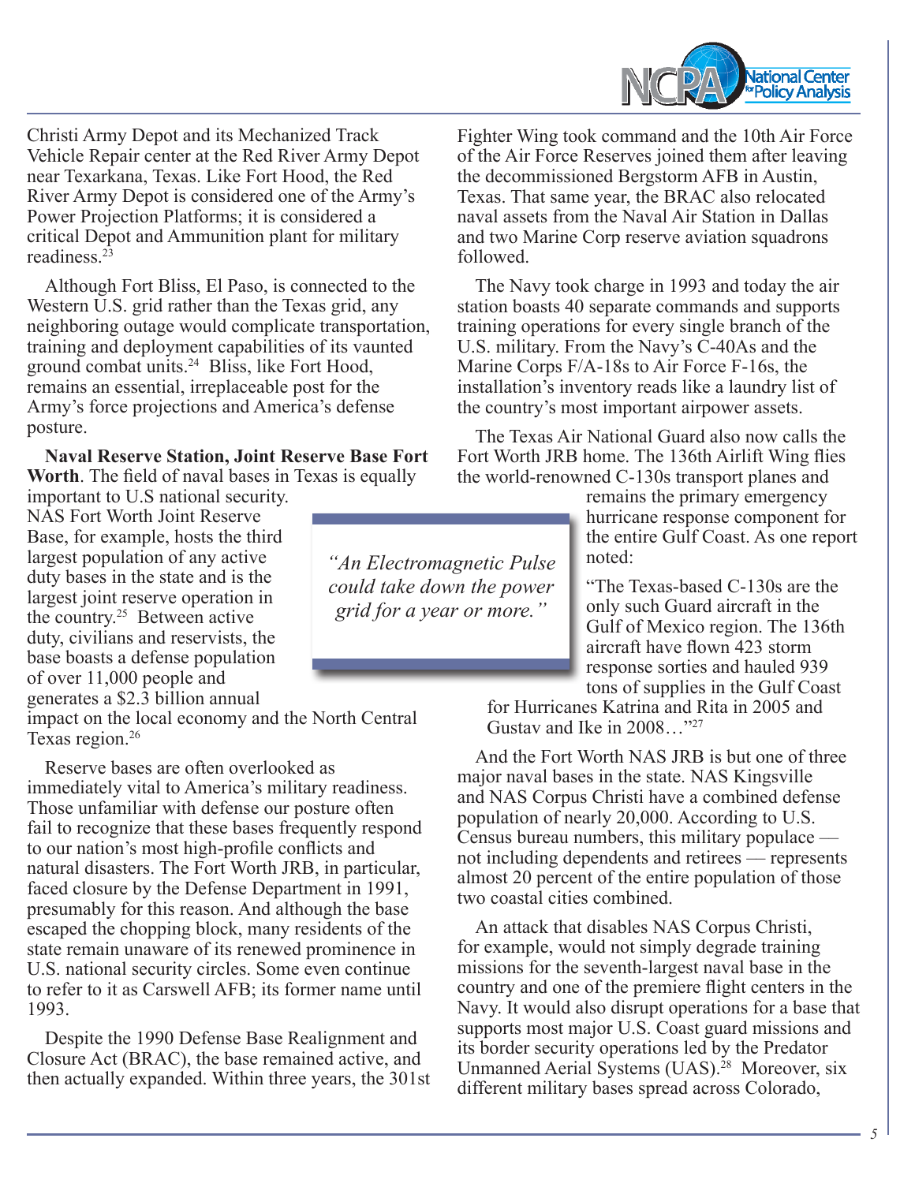Christi Army Depot and its Mechanized Track Vehicle Repair center at the Red River Army Depot near Texarkana, Texas. Like Fort Hood, the Red River Army Depot is considered one of the Army's Power Projection Platforms; it is considered a critical Depot and Ammunition plant for military readiness.[23]

Although Fort Bliss, El Paso, is connected to the Western U.S. grid rather than the Texas grid, any neighboring outage would complicate transportation, training and deployment capabilities of its vaunted ground combat units.[24] Bliss, like Fort Hood, remains an essential, irreplaceable post for the Army's force projections and America's defense posture.

**Naval Reserve Station, Joint Reserve Base Fort Worth**. The field of naval bases in Texas is equally important to U.S national security. NAS Fort Worth Joint Reserve Base, for example, hosts the third largest population of any active duty bases in the state and is the largest joint reserve operation in the country.[25] Between active duty, civilians and reservists, the base boasts a defense population of over 11,000 people and generates a $2.3 billion annual impact on the local economy and the North Central Texas region.[26]

*"An Electromagnetic Pulse could take down the power grid for a year or more."*

Reserve bases are often overlooked as immediately vital to America's military readiness. Those unfamiliar with defense our posture often fail to recognize that these bases frequently respond to our nation's most high-profile conflicts and natural disasters. The Fort Worth JRB, in particular, faced closure by the Defense Department in 1991, presumably for this reason. And although the base escaped the chopping block, many residents of the state remain unaware of its renewed prominence in U.S. national security circles. Some even continue to refer to it as Carswell AFB; its former name until 1993.

Despite the 1990 Defense Base Realignment and Closure Act (BRAC), the base remained active, and then actually expanded. Within three years, the 301st Fighter Wing took command and the 10th Air Force of the Air Force Reserves joined them after leaving the decommissioned Bergstorm AFB in Austin, Texas. That same year, the BRAC also relocated naval assets from the Naval Air Station in Dallas and two Marine Corp reserve aviation squadrons followed.

The Navy took charge in 1993 and today the air station boasts 40 separate commands and supports training operations for every single branch of the U.S. military. From the Navy's C-40As and the Marine Corps F/A-18s to Air Force F-16s, the installation's inventory reads like a laundry list of the country's most important airpower assets.

The Texas Air National Guard also now calls the Fort Worth JRB home. The 136th Airlift Wing flies the world-renowned C-130s transport planes and remains the primary emergency hurricane response component for the entire Gulf Coast. As one report noted:

> "The Texas-based C-130s are the only such Guard aircraft in the Gulf of Mexico region. The 136th aircraft have flown 423 storm response sorties and hauled 939 tons of supplies in the Gulf Coast for Hurricanes Katrina and Rita in 2005 and Gustav and Ike in 2008…"[27]

And the Fort Worth NAS JRB is but one of three major naval bases in the state. NAS Kingsville and NAS Corpus Christi have a combined defense population of nearly 20,000. According to U.S. Census bureau numbers, this military populace — not including dependents and retirees — represents almost 20 percent of the entire population of those two coastal cities combined.

An attack that disables NAS Corpus Christi, for example, would not simply degrade training missions for the seventh-largest naval base in the country and one of the premiere flight centers in the Navy. It would also disrupt operations for a base that supports most major U.S. Coast guard missions and its border security operations led by the Predator Unmanned Aerial Systems (UAS).[28] Moreover, six different military bases spread across Colorado,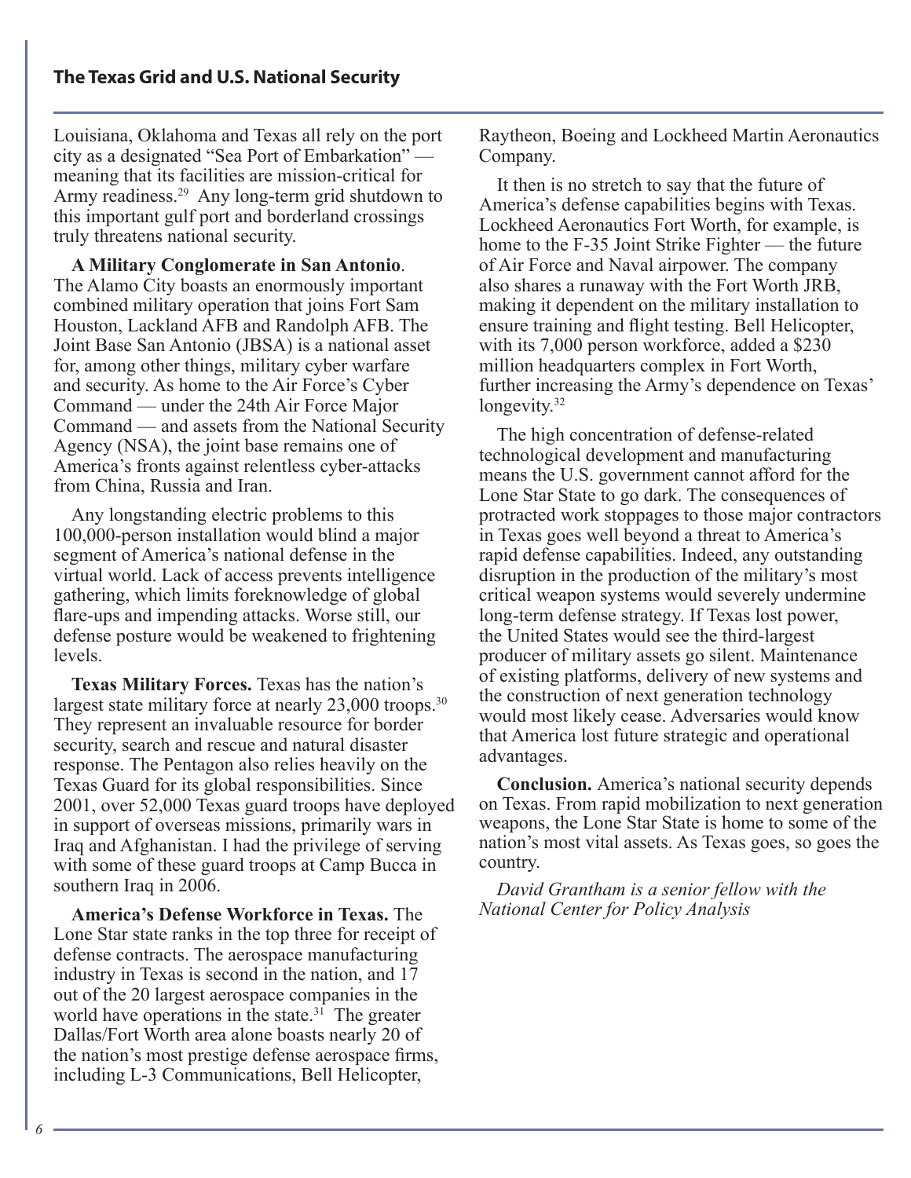Louisiana, Oklahoma and Texas all rely on the port city as a designated "Sea Port of Embarkation" — meaning that its facilities are mission-critical for Army readiness.[29] Any long-term grid shutdown to this important gulf port and borderland crossings truly threatens national security.

**A Military Conglomerate in San Antonio**. The Alamo City boasts an enormously important combined military operation that joins Fort Sam Houston, Lackland AFB and Randolph AFB. The Joint Base San Antonio (JBSA) is a national asset for, among other things, military cyber warfare and security. As home to the Air Force's Cyber Command — under the 24th Air Force Major Command — and assets from the National Security Agency (NSA), the joint base remains one of America's fronts against relentless cyber-attacks from China, Russia and Iran.

Any longstanding electric problems to this 100,000-person installation would blind a major segment of America's national defense in the virtual world. Lack of access prevents intelligence gathering, which limits foreknowledge of global flare-ups and impending attacks. Worse still, our defense posture would be weakened to frightening levels.

**Texas Military Forces.** Texas has the nation's largest state military force at nearly 23,000 troops.[30] They represent an invaluable resource for border security, search and rescue and natural disaster response. The Pentagon also relies heavily on the Texas Guard for its global responsibilities. Since 2001, over 52,000 Texas guard troops have deployed in support of overseas missions, primarily wars in Iraq and Afghanistan. I had the privilege of serving with some of these guard troops at Camp Bucca in southern Iraq in 2006.

**America's Defense Workforce in Texas.** The Lone Star state ranks in the top three for receipt of defense contracts. The aerospace manufacturing industry in Texas is second in the nation, and 17 out of the 20 largest aerospace companies in the world have operations in the state.[31] The greater Dallas/Fort Worth area alone boasts nearly 20 of the nation's most prestige defense aerospace firms, including L-3 Communications, Bell Helicopter, Raytheon, Boeing and Lockheed Martin Aeronautics Company.

It then is no stretch to say that the future of America's defense capabilities begins with Texas. Lockheed Aeronautics Fort Worth, for example, is home to the F-35 Joint Strike Fighter — the future of Air Force and Naval airpower. The company also shares a runaway with the Fort Worth JRB, making it dependent on the military installation to ensure training and flight testing. Bell Helicopter, with its 7,000 person workforce, added a $230 million headquarters complex in Fort Worth, further increasing the Army's dependence on Texas' longevity.[32]

The high concentration of defense-related technological development and manufacturing means the U.S. government cannot afford for the Lone Star State to go dark. The consequences of protracted work stoppages to those major contractors in Texas goes well beyond a threat to America's rapid defense capabilities. Indeed, any outstanding disruption in the production of the military's most critical weapon systems would severely undermine long-term defense strategy. If Texas lost power, the United States would see the third-largest producer of military assets go silent. Maintenance of existing platforms, delivery of new systems and the construction of next generation technology would most likely cease. Adversaries would know that America lost future strategic and operational advantages.

**Conclusion.** America's national security depends on Texas. From rapid mobilization to next generation weapons, the Lone Star State is home to some of the nation's most vital assets. As Texas goes, so goes the country.

*David Grantham is a senior fellow with the National Center for Policy Analysis*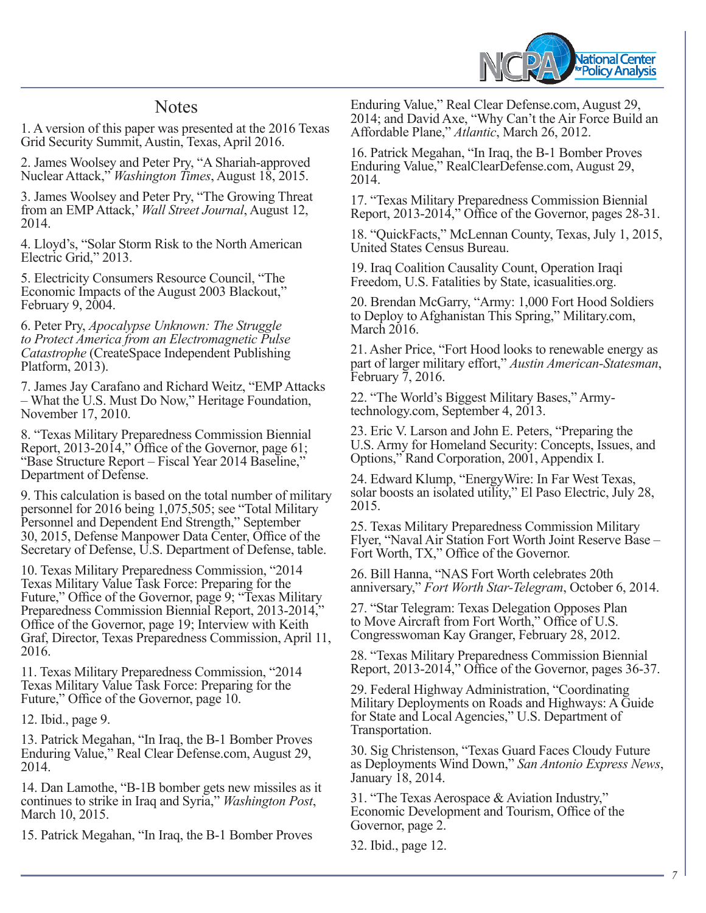## Notes

1. A version of this paper was presented at the 2016 Texas Grid Security Summit, Austin, Texas, April 2016.

2. James Woolsey and Peter Pry, "A Shariah-approved Nuclear Attack," *Washington Times*, August 18, 2015.

3. James Woolsey and Peter Pry, "The Growing Threat from an EMP Attack,' *Wall Street Journal*, August 12, 2014.

4. Lloyd's, "Solar Storm Risk to the North American Electric Grid," 2013.

5. Electricity Consumers Resource Council, "The Economic Impacts of the August 2003 Blackout," February 9, 2004.

6. Peter Pry, *Apocalypse Unknown: The Struggle to Protect America from an Electromagnetic Pulse Catastrophe* (CreateSpace Independent Publishing Platform, 2013).

7. James Jay Carafano and Richard Weitz, "EMP Attacks – What the U.S. Must Do Now," Heritage Foundation, November 17, 2010.

8. "Texas Military Preparedness Commission Biennial Report, 2013-2014," Office of the Governor, page 61; "Base Structure Report – Fiscal Year 2014 Baseline," Department of Defense.

9. This calculation is based on the total number of military personnel for 2016 being 1,075,505; see "Total Military Personnel and Dependent End Strength," September 30, 2015, Defense Manpower Data Center, Office of the Secretary of Defense, U.S. Department of Defense, table.

10. Texas Military Preparedness Commission, "2014 Texas Military Value Task Force: Preparing for the Future," Office of the Governor, page 9; "Texas Military Preparedness Commission Biennial Report, 2013-2014," Office of the Governor, page 19; Interview with Keith Graf, Director, Texas Preparedness Commission, April 11, 2016.

11. Texas Military Preparedness Commission, "2014 Texas Military Value Task Force: Preparing for the Future," Office of the Governor, page 10.

12. Ibid., page 9.

13. Patrick Megahan, "In Iraq, the B-1 Bomber Proves Enduring Value," Real Clear Defense.com, August 29, 2014.

14. Dan Lamothe, "B-1B bomber gets new missiles as it continues to strike in Iraq and Syria," *Washington Post*, March 10, 2015.

15. Patrick Megahan, "In Iraq, the B-1 Bomber Proves Enduring Value," Real Clear Defense.com, August 29, 2014; and David Axe, "Why Can't the Air Force Build an Affordable Plane," *Atlantic*, March 26, 2012.

16. Patrick Megahan, "In Iraq, the B-1 Bomber Proves Enduring Value," RealClearDefense.com, August 29, 2014.

17. "Texas Military Preparedness Commission Biennial Report, 2013-2014," Office of the Governor, pages 28-31.

18. "QuickFacts," McLennan County, Texas, July 1, 2015, United States Census Bureau.

19. Iraq Coalition Causality Count, Operation Iraqi Freedom, U.S. Fatalities by State, icasualities.org.

20. Brendan McGarry, "Army: 1,000 Fort Hood Soldiers to Deploy to Afghanistan This Spring," Military.com, March 2016.

21. Asher Price, "Fort Hood looks to renewable energy as part of larger military effort," *Austin American-Statesman*, February 7, 2016.

22. "The World's Biggest Military Bases," Army-technology.com, September 4, 2013.

23. Eric V. Larson and John E. Peters, "Preparing the U.S. Army for Homeland Security: Concepts, Issues, and Options," Rand Corporation, 2001, Appendix I.

24. Edward Klump, "EnergyWire: In Far West Texas, solar boosts an isolated utility," El Paso Electric, July 28, 2015.

25. Texas Military Preparedness Commission Military Flyer, "Naval Air Station Fort Worth Joint Reserve Base – Fort Worth, TX," Office of the Governor.

26. Bill Hanna, "NAS Fort Worth celebrates 20th anniversary," *Fort Worth Star-Telegram*, October 6, 2014.

27. "Star Telegram: Texas Delegation Opposes Plan to Move Aircraft from Fort Worth," Office of U.S. Congresswoman Kay Granger, February 28, 2012.

28. "Texas Military Preparedness Commission Biennial Report, 2013-2014," Office of the Governor, pages 36-37.

29. Federal Highway Administration, "Coordinating Military Deployments on Roads and Highways: A Guide for State and Local Agencies," U.S. Department of Transportation.

30. Sig Christenson, "Texas Guard Faces Cloudy Future as Deployments Wind Down," *San Antonio Express News*, January 18, 2014.

31. "The Texas Aerospace & Aviation Industry," Economic Development and Tourism, Office of the Governor, page 2.

32. Ibid., page 12.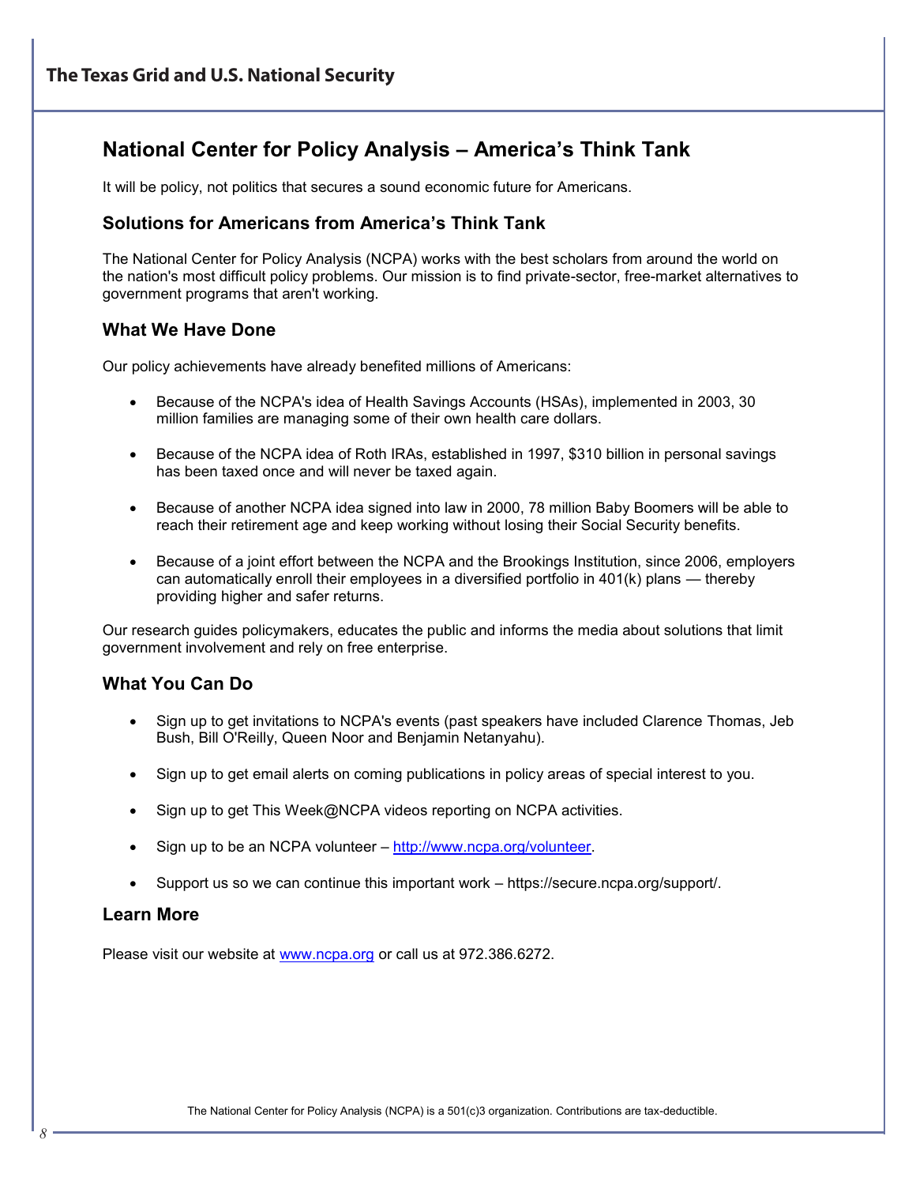## National Center for Policy Analysis – America's Think Tank

It will be policy, not politics that secures a sound economic future for Americans.

### Solutions for Americans from America's Think Tank

The National Center for Policy Analysis (NCPA) works with the best scholars from around the world on the nation's most difficult policy problems. Our mission is to find private-sector, free-market alternatives to government programs that aren't working.

### What We Have Done

Our policy achievements have already benefited millions of Americans:

- Because of the NCPA's idea of Health Savings Accounts (HSAs), implemented in 2003, 30 million families are managing some of their own health care dollars.
- Because of the NCPA idea of Roth IRAs, established in 1997, $310 billion in personal savings has been taxed once and will never be taxed again.
- Because of another NCPA idea signed into law in 2000, 78 million Baby Boomers will be able to reach their retirement age and keep working without losing their Social Security benefits.
- Because of a joint effort between the NCPA and the Brookings Institution, since 2006, employers can automatically enroll their employees in a diversified portfolio in 401(k) plans — thereby providing higher and safer returns.

Our research guides policymakers, educates the public and informs the media about solutions that limit government involvement and rely on free enterprise.

### What You Can Do

- Sign up to get invitations to NCPA's events (past speakers have included Clarence Thomas, Jeb Bush, Bill O'Reilly, Queen Noor and Benjamin Netanyahu).
- Sign up to get email alerts on coming publications in policy areas of special interest to you.
- Sign up to get This Week@NCPA videos reporting on NCPA activities.
- Sign up to be an NCPA volunteer – http://www.ncpa.org/volunteer.
- Support us so we can continue this important work – https://secure.ncpa.org/support/.

### Learn More

Please visit our website at www.ncpa.org or call us at 972.386.6272.

The National Center for Policy Analysis (NCPA) is a 501(c)3 organization. Contributions are tax-deductible.